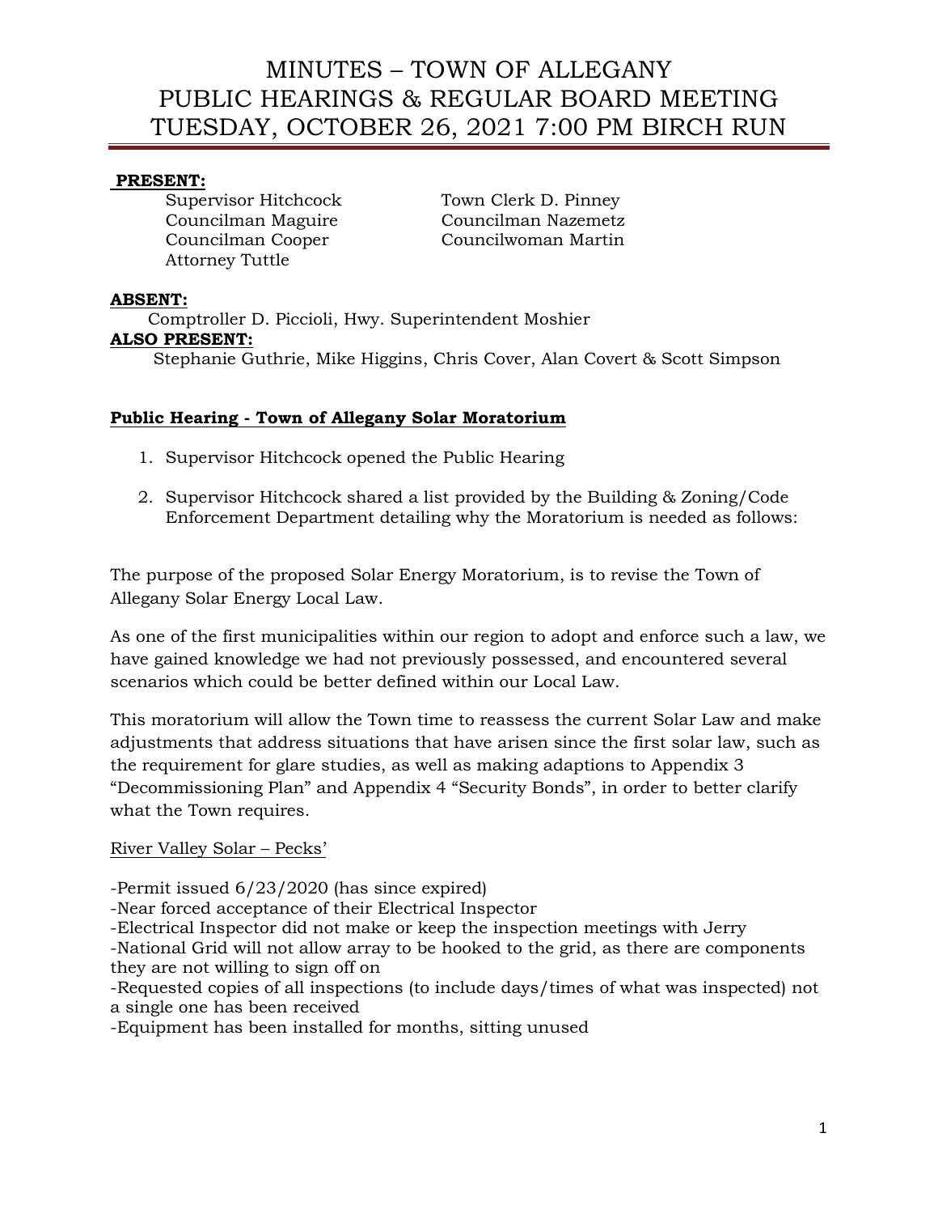# MINUTES – TOWN OF ALLEGANY
# PUBLIC HEARINGS & REGULAR BOARD MEETING
# TUESDAY, OCTOBER 26, 2021 7:00 PM BIRCH RUN

**PRESENT:**

Supervisor Hitchcock
Councilman Maguire
Councilman Cooper
Attorney Tuttle
Town Clerk D. Pinney
Councilman Nazemetz
Councilwoman Martin

**ABSENT:**

Comptroller D. Piccioli, Hwy. Superintendent Moshier

**ALSO PRESENT:**

Stephanie Guthrie, Mike Higgins, Chris Cover, Alan Covert & Scott Simpson

**Public Hearing - Town of Allegany Solar Moratorium**

1. Supervisor Hitchcock opened the Public Hearing
2. Supervisor Hitchcock shared a list provided by the Building & Zoning/Code Enforcement Department detailing why the Moratorium is needed as follows:

The purpose of the proposed Solar Energy Moratorium, is to revise the Town of Allegany Solar Energy Local Law.

As one of the first municipalities within our region to adopt and enforce such a law, we have gained knowledge we had not previously possessed, and encountered several scenarios which could be better defined within our Local Law.

This moratorium will allow the Town time to reassess the current Solar Law and make adjustments that address situations that have arisen since the first solar law, such as the requirement for glare studies, as well as making adaptions to Appendix 3 "Decommissioning Plan" and Appendix 4 "Security Bonds", in order to better clarify what the Town requires.

River Valley Solar – Pecks'

-Permit issued 6/23/2020 (has since expired)
-Near forced acceptance of their Electrical Inspector
-Electrical Inspector did not make or keep the inspection meetings with Jerry
-National Grid will not allow array to be hooked to the grid, as there are components they are not willing to sign off on
-Requested copies of all inspections (to include days/times of what was inspected) not a single one has been received
-Equipment has been installed for months, sitting unused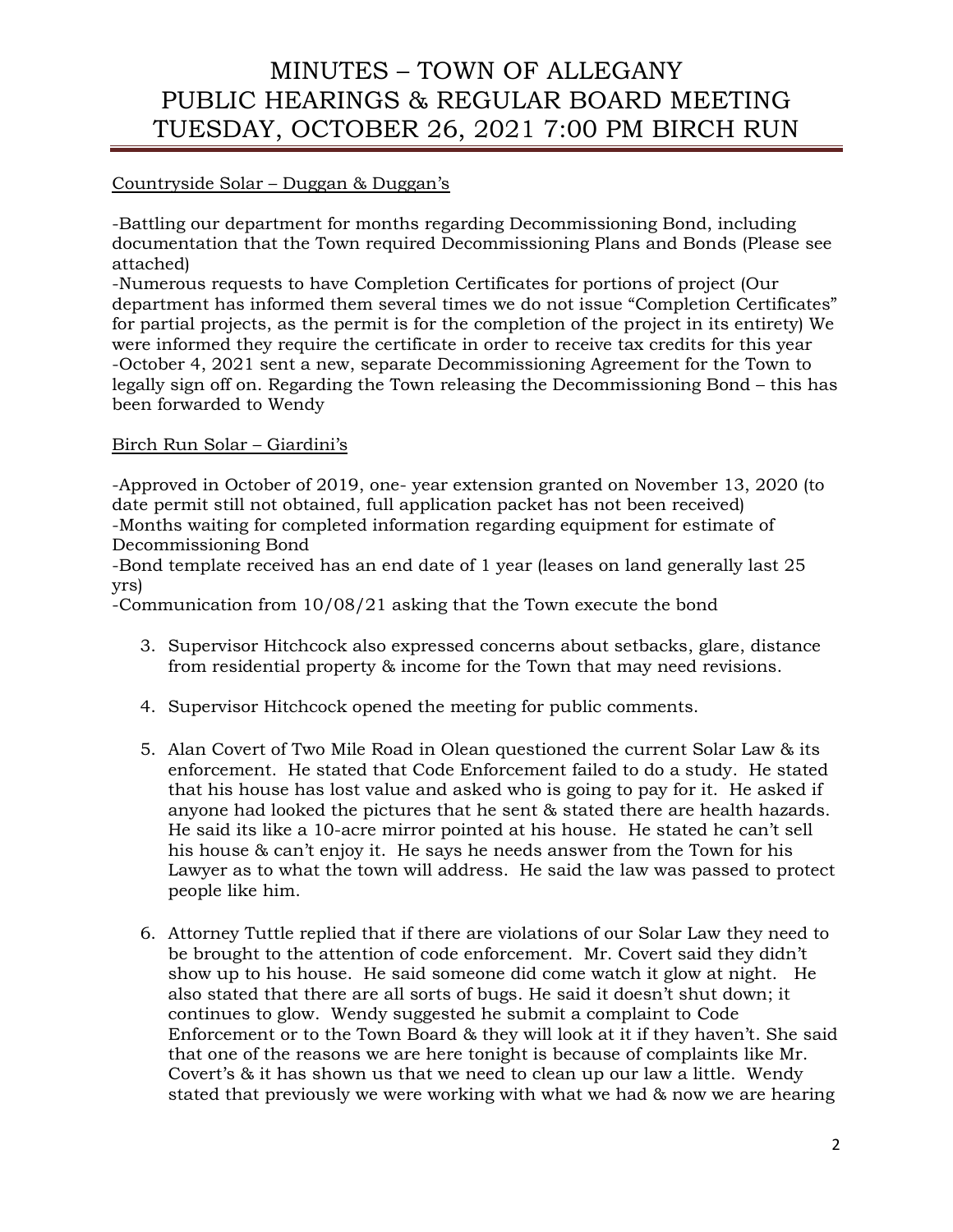<u>Countryside Solar – Duggan & Duggan's</u>

-Battling our department for months regarding Decommissioning Bond, including documentation that the Town required Decommissioning Plans and Bonds (Please see attached)
-Numerous requests to have Completion Certificates for portions of project (Our department has informed them several times we do not issue "Completion Certificates" for partial projects, as the permit is for the completion of the project in its entirety) We were informed they require the certificate in order to receive tax credits for this year
-October 4, 2021 sent a new, separate Decommissioning Agreement for the Town to legally sign off on. Regarding the Town releasing the Decommissioning Bond – this has been forwarded to Wendy

<u>Birch Run Solar – Giardini's</u>

-Approved in October of 2019, one- year extension granted on November 13, 2020 (to date permit still not obtained, full application packet has not been received)
-Months waiting for completed information regarding equipment for estimate of Decommissioning Bond
-Bond template received has an end date of 1 year (leases on land generally last 25 yrs)
-Communication from 10/08/21 asking that the Town execute the bond

3. Supervisor Hitchcock also expressed concerns about setbacks, glare, distance from residential property & income for the Town that may need revisions.

4. Supervisor Hitchcock opened the meeting for public comments.

5. Alan Covert of Two Mile Road in Olean questioned the current Solar Law & its enforcement. He stated that Code Enforcement failed to do a study. He stated that his house has lost value and asked who is going to pay for it. He asked if anyone had looked the pictures that he sent & stated there are health hazards. He said its like a 10-acre mirror pointed at his house. He stated he can't sell his house & can't enjoy it. He says he needs answer from the Town for his Lawyer as to what the town will address. He said the law was passed to protect people like him.

6. Attorney Tuttle replied that if there are violations of our Solar Law they need to be brought to the attention of code enforcement. Mr. Covert said they didn't show up to his house. He said someone did come watch it glow at night. He also stated that there are all sorts of bugs. He said it doesn't shut down; it continues to glow. Wendy suggested he submit a complaint to Code Enforcement or to the Town Board & they will look at it if they haven't. She said that one of the reasons we are here tonight is because of complaints like Mr. Covert's & it has shown us that we need to clean up our law a little. Wendy stated that previously we were working with what we had & now we are hearing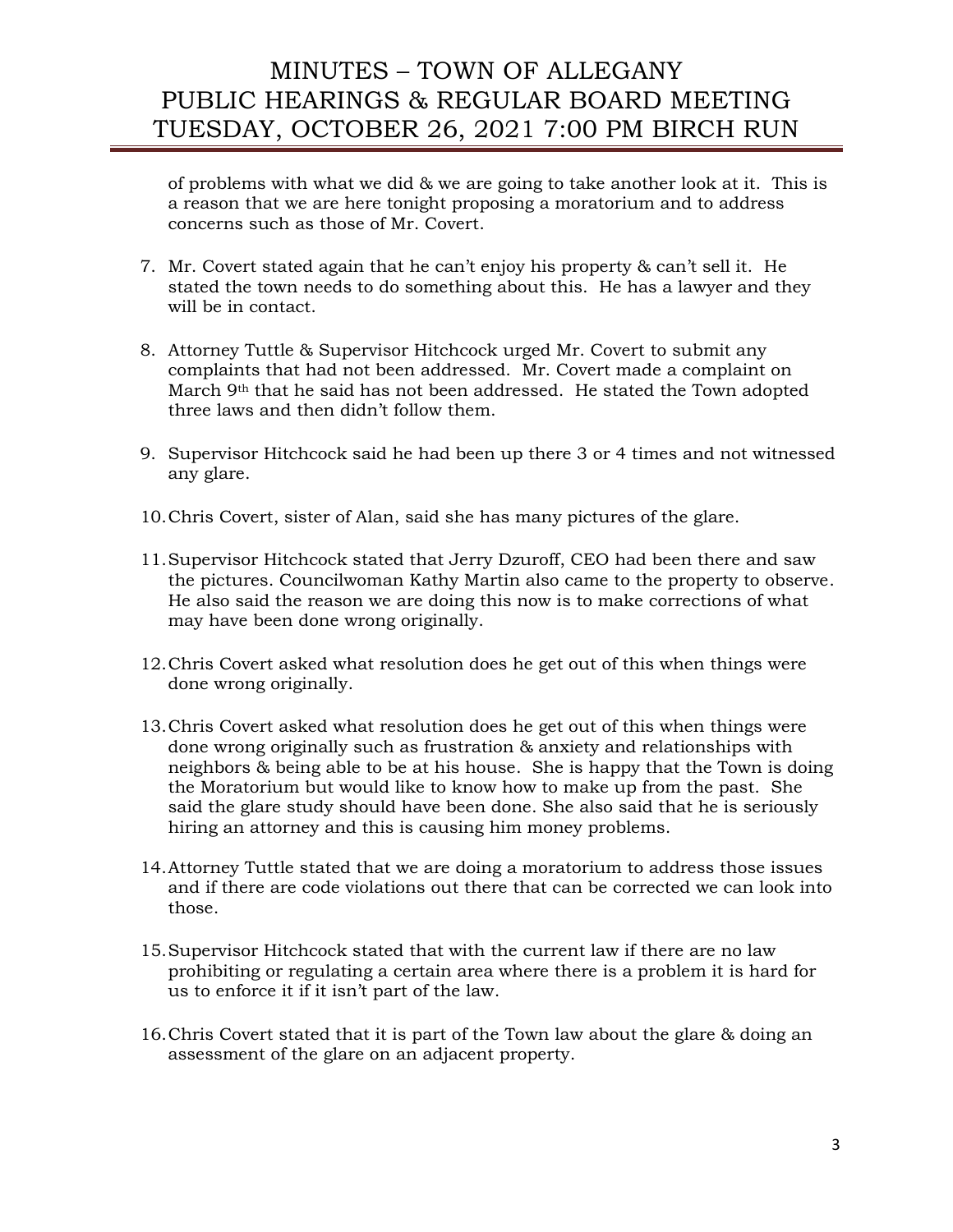of problems with what we did & we are going to take another look at it. This is a reason that we are here tonight proposing a moratorium and to address concerns such as those of Mr. Covert.

7. Mr. Covert stated again that he can't enjoy his property & can't sell it. He stated the town needs to do something about this. He has a lawyer and they will be in contact.

8. Attorney Tuttle & Supervisor Hitchcock urged Mr. Covert to submit any complaints that had not been addressed. Mr. Covert made a complaint on March 9th that he said has not been addressed. He stated the Town adopted three laws and then didn't follow them.

9. Supervisor Hitchcock said he had been up there 3 or 4 times and not witnessed any glare.

10. Chris Covert, sister of Alan, said she has many pictures of the glare.

11. Supervisor Hitchcock stated that Jerry Dzuroff, CEO had been there and saw the pictures. Councilwoman Kathy Martin also came to the property to observe. He also said the reason we are doing this now is to make corrections of what may have been done wrong originally.

12. Chris Covert asked what resolution does he get out of this when things were done wrong originally.

13. Chris Covert asked what resolution does he get out of this when things were done wrong originally such as frustration & anxiety and relationships with neighbors & being able to be at his house. She is happy that the Town is doing the Moratorium but would like to know how to make up from the past. She said the glare study should have been done. She also said that he is seriously hiring an attorney and this is causing him money problems.

14. Attorney Tuttle stated that we are doing a moratorium to address those issues and if there are code violations out there that can be corrected we can look into those.

15. Supervisor Hitchcock stated that with the current law if there are no law prohibiting or regulating a certain area where there is a problem it is hard for us to enforce it if it isn't part of the law.

16. Chris Covert stated that it is part of the Town law about the glare & doing an assessment of the glare on an adjacent property.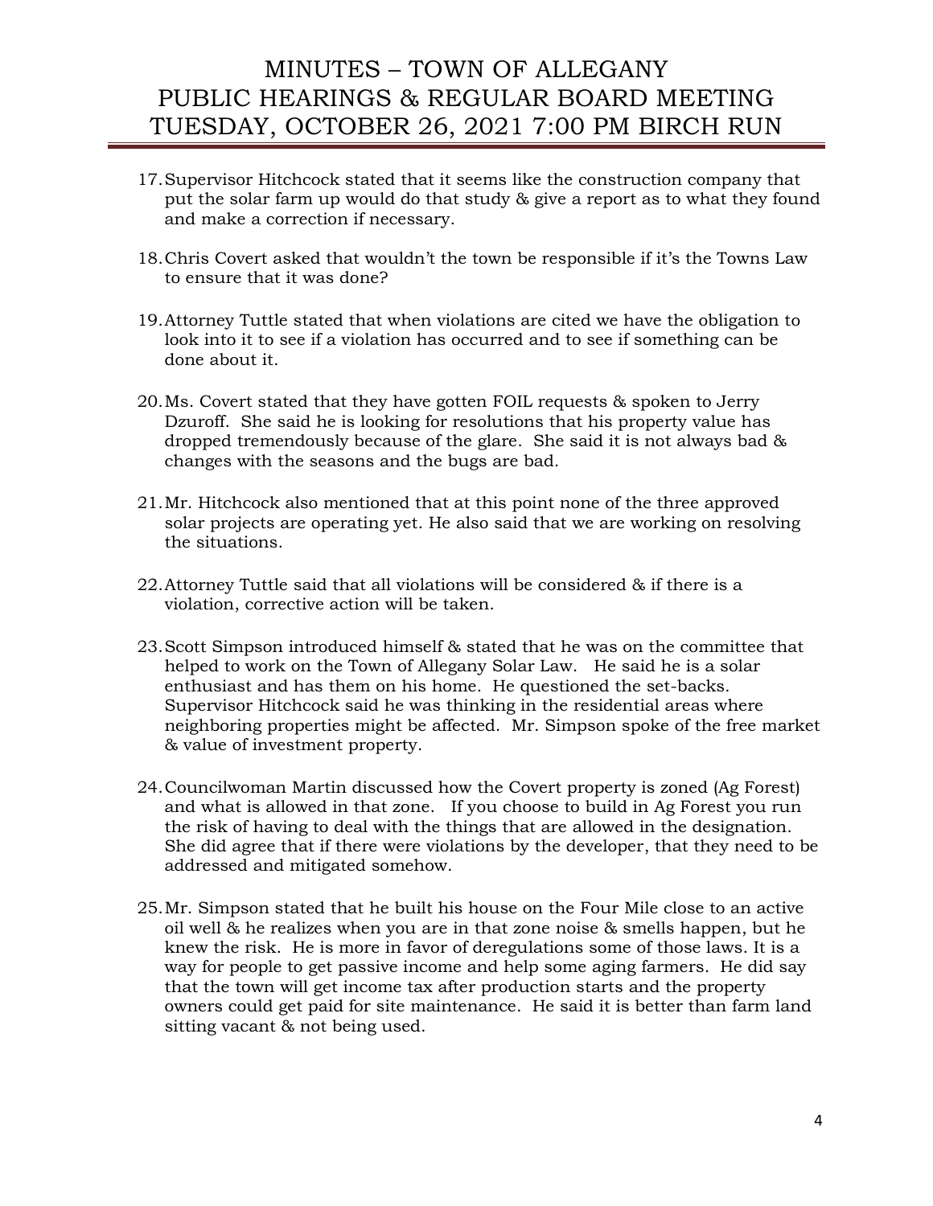17. Supervisor Hitchcock stated that it seems like the construction company that put the solar farm up would do that study & give a report as to what they found and make a correction if necessary.

18. Chris Covert asked that wouldn't the town be responsible if it's the Towns Law to ensure that it was done?

19. Attorney Tuttle stated that when violations are cited we have the obligation to look into it to see if a violation has occurred and to see if something can be done about it.

20. Ms. Covert stated that they have gotten FOIL requests & spoken to Jerry Dzuroff. She said he is looking for resolutions that his property value has dropped tremendously because of the glare. She said it is not always bad & changes with the seasons and the bugs are bad.

21. Mr. Hitchcock also mentioned that at this point none of the three approved solar projects are operating yet. He also said that we are working on resolving the situations.

22. Attorney Tuttle said that all violations will be considered & if there is a violation, corrective action will be taken.

23. Scott Simpson introduced himself & stated that he was on the committee that helped to work on the Town of Allegany Solar Law. He said he is a solar enthusiast and has them on his home. He questioned the set-backs. Supervisor Hitchcock said he was thinking in the residential areas where neighboring properties might be affected. Mr. Simpson spoke of the free market & value of investment property.

24. Councilwoman Martin discussed how the Covert property is zoned (Ag Forest) and what is allowed in that zone. If you choose to build in Ag Forest you run the risk of having to deal with the things that are allowed in the designation. She did agree that if there were violations by the developer, that they need to be addressed and mitigated somehow.

25. Mr. Simpson stated that he built his house on the Four Mile close to an active oil well & he realizes when you are in that zone noise & smells happen, but he knew the risk. He is more in favor of deregulations some of those laws. It is a way for people to get passive income and help some aging farmers. He did say that the town will get income tax after production starts and the property owners could get paid for site maintenance. He said it is better than farm land sitting vacant & not being used.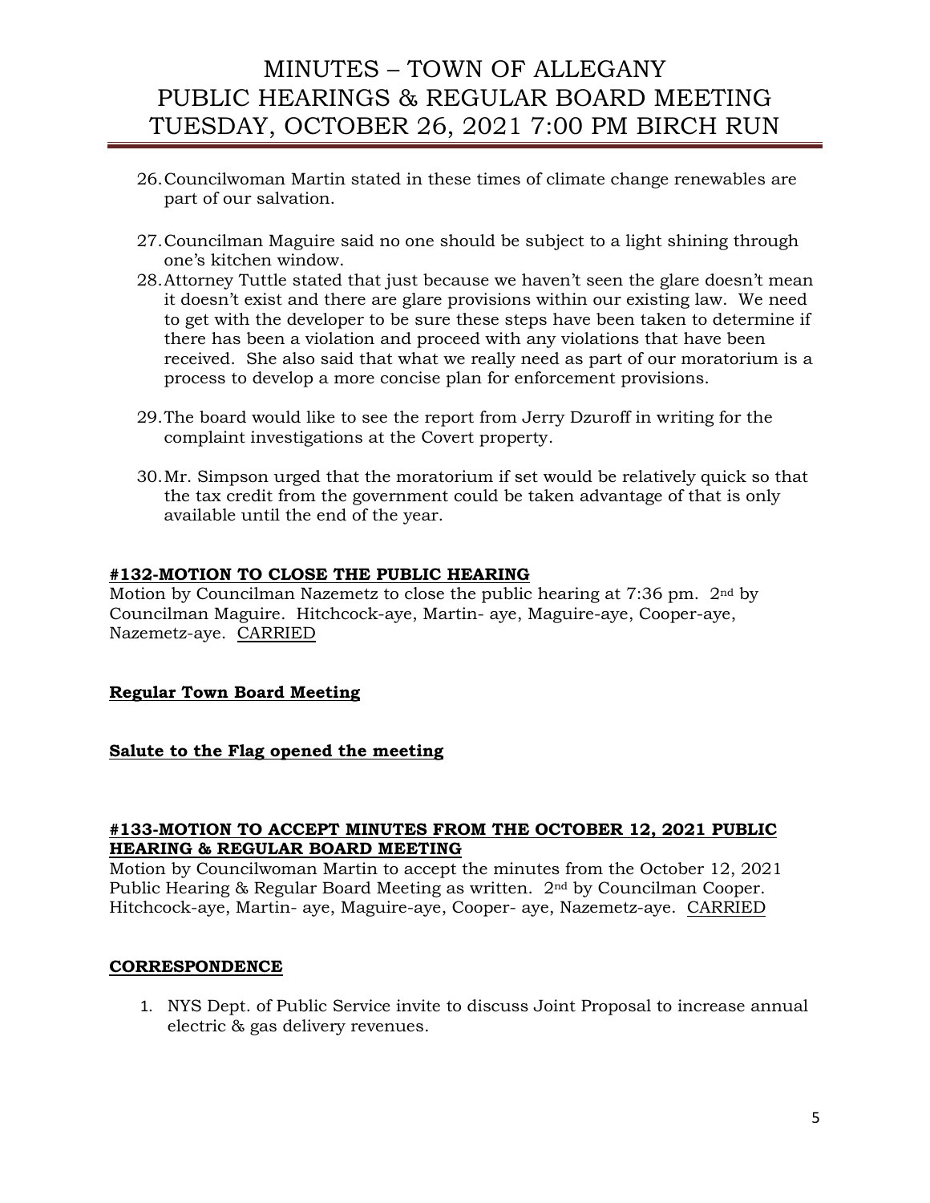26. Councilwoman Martin stated in these times of climate change renewables are part of our salvation.

27. Councilman Maguire said no one should be subject to a light shining through one's kitchen window.

28. Attorney Tuttle stated that just because we haven't seen the glare doesn't mean it doesn't exist and there are glare provisions within our existing law. We need to get with the developer to be sure these steps have been taken to determine if there has been a violation and proceed with any violations that have been received. She also said that what we really need as part of our moratorium is a process to develop a more concise plan for enforcement provisions.

29. The board would like to see the report from Jerry Dzuroff in writing for the complaint investigations at the Covert property.

30. Mr. Simpson urged that the moratorium if set would be relatively quick so that the tax credit from the government could be taken advantage of that is only available until the end of the year.

**#132-MOTION TO CLOSE THE PUBLIC HEARING**

Motion by Councilman Nazemetz to close the public hearing at 7:36 pm. 2nd by Councilman Maguire. Hitchcock-aye, Martin- aye, Maguire-aye, Cooper-aye, Nazemetz-aye. CARRIED

**Regular Town Board Meeting**

**Salute to the Flag opened the meeting**

**#133-MOTION TO ACCEPT MINUTES FROM THE OCTOBER 12, 2021 PUBLIC HEARING & REGULAR BOARD MEETING**

Motion by Councilwoman Martin to accept the minutes from the October 12, 2021 Public Hearing & Regular Board Meeting as written. 2nd by Councilman Cooper. Hitchcock-aye, Martin- aye, Maguire-aye, Cooper- aye, Nazemetz-aye. CARRIED

**CORRESPONDENCE**

1. NYS Dept. of Public Service invite to discuss Joint Proposal to increase annual electric & gas delivery revenues.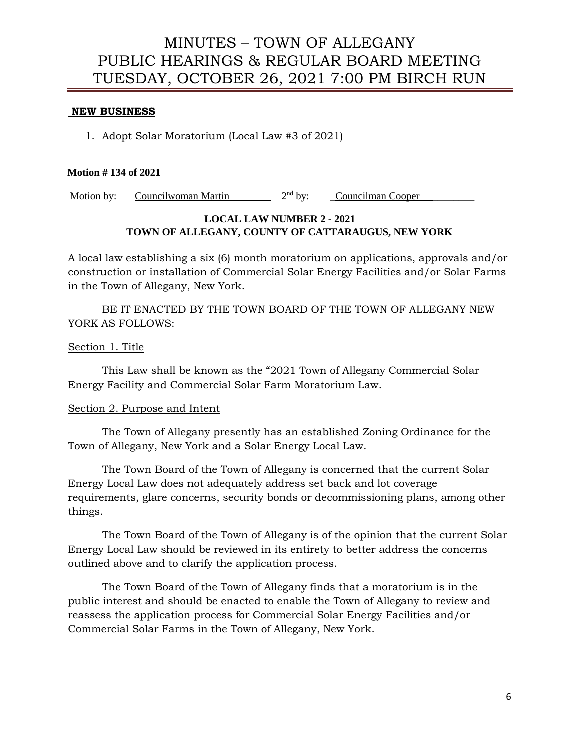**NEW BUSINESS**

1. Adopt Solar Moratorium (Local Law #3 of 2021)

**Motion # 134 of 2021**

Motion by: Councilwoman Martin 2nd by: Councilman Cooper

**LOCAL LAW NUMBER 2 - 2021**
**TOWN OF ALLEGANY, COUNTY OF CATTARAUGUS, NEW YORK**

A local law establishing a six (6) month moratorium on applications, approvals and/or construction or installation of Commercial Solar Energy Facilities and/or Solar Farms in the Town of Allegany, New York.

BE IT ENACTED BY THE TOWN BOARD OF THE TOWN OF ALLEGANY NEW YORK AS FOLLOWS:

Section 1. Title

This Law shall be known as the "2021 Town of Allegany Commercial Solar Energy Facility and Commercial Solar Farm Moratorium Law.

Section 2. Purpose and Intent

The Town of Allegany presently has an established Zoning Ordinance for the Town of Allegany, New York and a Solar Energy Local Law.

The Town Board of the Town of Allegany is concerned that the current Solar Energy Local Law does not adequately address set back and lot coverage requirements, glare concerns, security bonds or decommissioning plans, among other things.

The Town Board of the Town of Allegany is of the opinion that the current Solar Energy Local Law should be reviewed in its entirety to better address the concerns outlined above and to clarify the application process.

The Town Board of the Town of Allegany finds that a moratorium is in the public interest and should be enacted to enable the Town of Allegany to review and reassess the application process for Commercial Solar Energy Facilities and/or Commercial Solar Farms in the Town of Allegany, New York.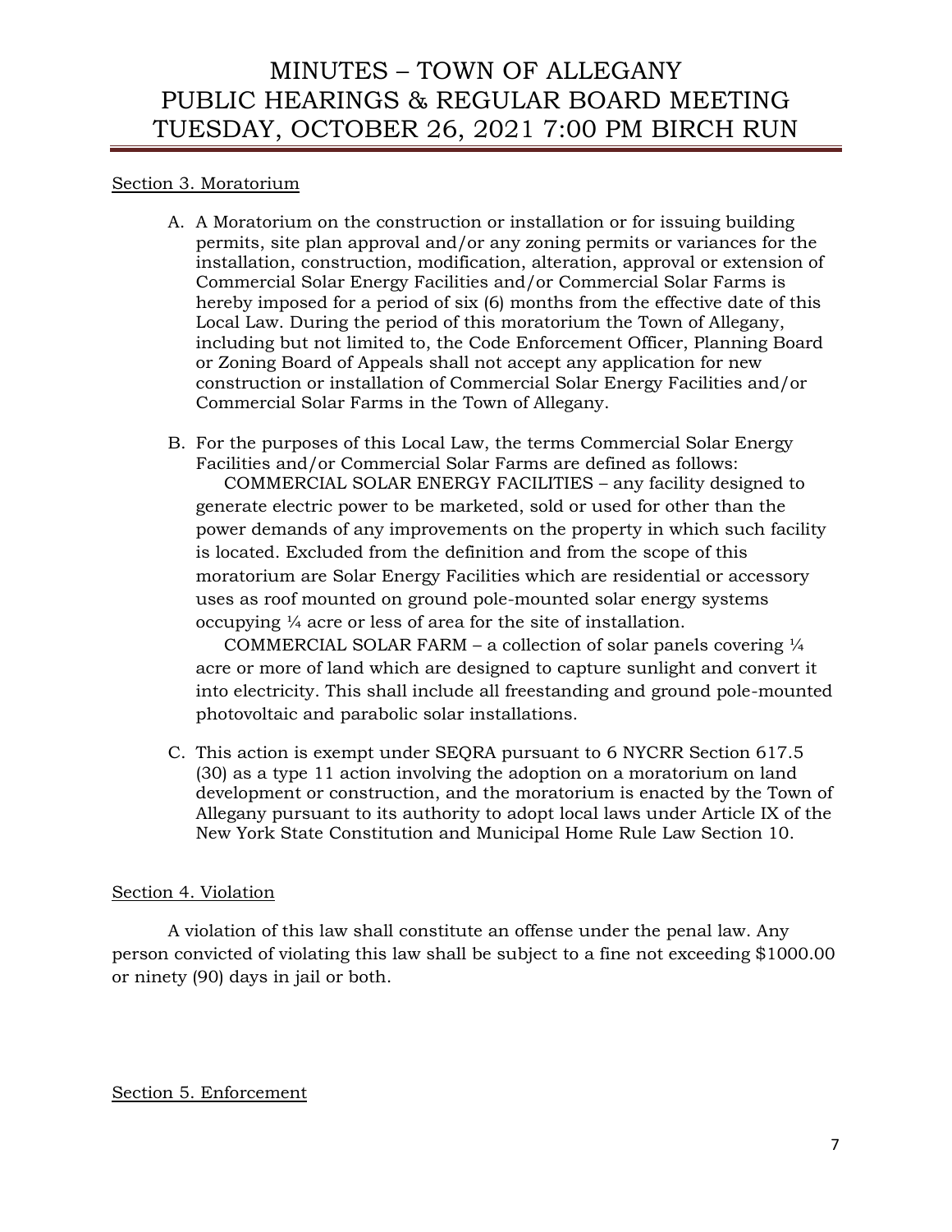Section 3. Moratorium

A. A Moratorium on the construction or installation or for issuing building permits, site plan approval and/or any zoning permits or variances for the installation, construction, modification, alteration, approval or extension of Commercial Solar Energy Facilities and/or Commercial Solar Farms is hereby imposed for a period of six (6) months from the effective date of this Local Law. During the period of this moratorium the Town of Allegany, including but not limited to, the Code Enforcement Officer, Planning Board or Zoning Board of Appeals shall not accept any application for new construction or installation of Commercial Solar Energy Facilities and/or Commercial Solar Farms in the Town of Allegany.

B. For the purposes of this Local Law, the terms Commercial Solar Energy Facilities and/or Commercial Solar Farms are defined as follows:

   COMMERCIAL SOLAR ENERGY FACILITIES – any facility designed to generate electric power to be marketed, sold or used for other than the power demands of any improvements on the property in which such facility is located. Excluded from the definition and from the scope of this moratorium are Solar Energy Facilities which are residential or accessory uses as roof mounted on ground pole-mounted solar energy systems occupying ¼ acre or less of area for the site of installation.

   COMMERCIAL SOLAR FARM – a collection of solar panels covering ¼ acre or more of land which are designed to capture sunlight and convert it into electricity. This shall include all freestanding and ground pole-mounted photovoltaic and parabolic solar installations.

C. This action is exempt under SEQRA pursuant to 6 NYCRR Section 617.5 (30) as a type 11 action involving the adoption on a moratorium on land development or construction, and the moratorium is enacted by the Town of Allegany pursuant to its authority to adopt local laws under Article IX of the New York State Constitution and Municipal Home Rule Law Section 10.

Section 4. Violation

A violation of this law shall constitute an offense under the penal law. Any person convicted of violating this law shall be subject to a fine not exceeding $1000.00 or ninety (90) days in jail or both.

Section 5. Enforcement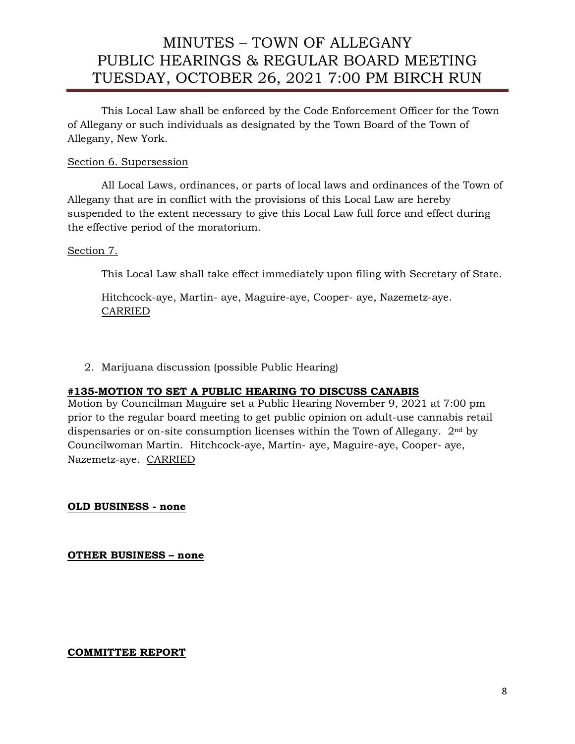This Local Law shall be enforced by the Code Enforcement Officer for the Town of Allegany or such individuals as designated by the Town Board of the Town of Allegany, New York.

Section 6. Supersession

All Local Laws, ordinances, or parts of local laws and ordinances of the Town of Allegany that are in conflict with the provisions of this Local Law are hereby suspended to the extent necessary to give this Local Law full force and effect during the effective period of the moratorium.

Section 7.

This Local Law shall take effect immediately upon filing with Secretary of State.

Hitchcock-aye, Martin- aye, Maguire-aye, Cooper- aye, Nazemetz-aye. CARRIED

2. Marijuana discussion (possible Public Hearing)

**#135-MOTION TO SET A PUBLIC HEARING TO DISCUSS CANABIS**

Motion by Councilman Maguire set a Public Hearing November 9, 2021 at 7:00 pm prior to the regular board meeting to get public opinion on adult-use cannabis retail dispensaries or on-site consumption licenses within the Town of Allegany. 2nd by Councilwoman Martin. Hitchcock-aye, Martin- aye, Maguire-aye, Cooper- aye, Nazemetz-aye. CARRIED

**OLD BUSINESS - none**

**OTHER BUSINESS – none**

**COMMITTEE REPORT**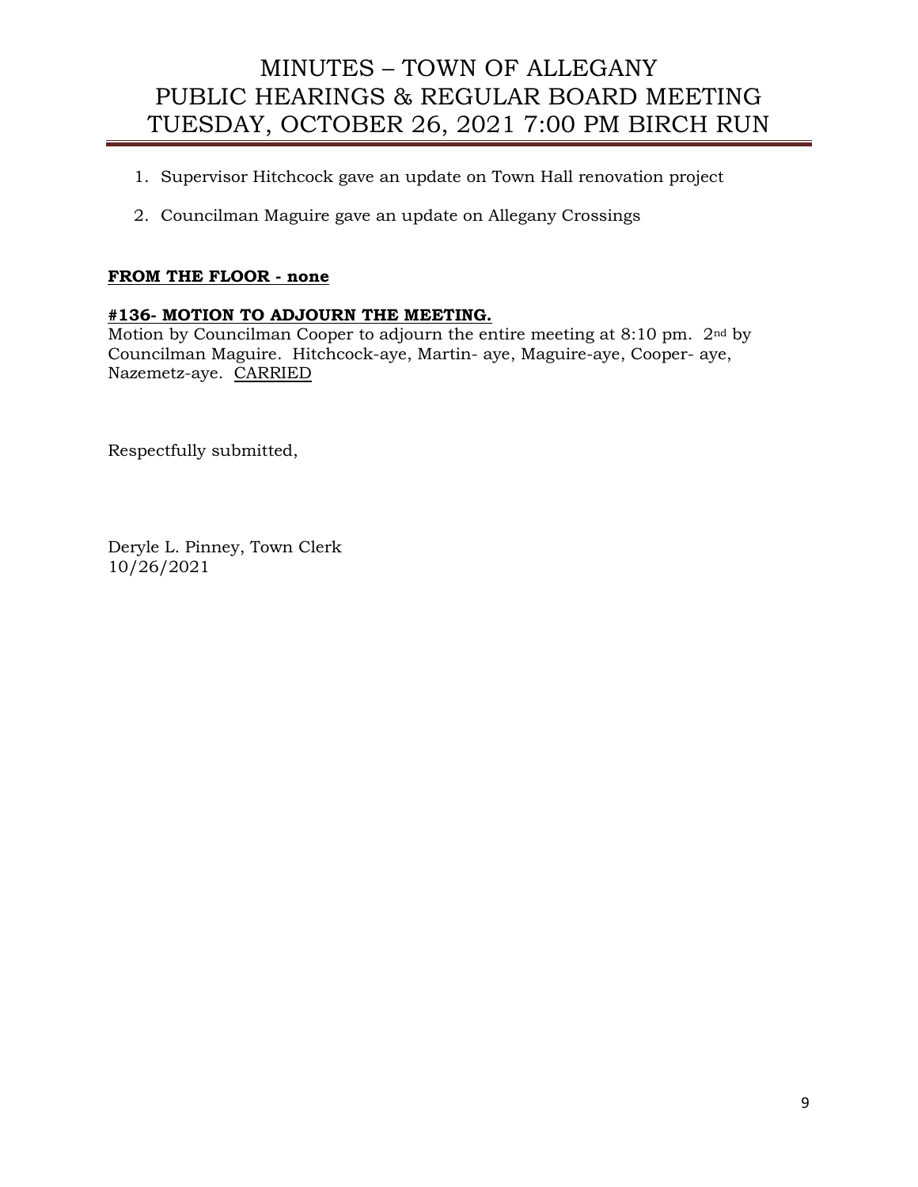1. Supervisor Hitchcock gave an update on Town Hall renovation project

2. Councilman Maguire gave an update on Allegany Crossings

**FROM THE FLOOR - none**

**#136- MOTION TO ADJOURN THE MEETING.**

Motion by Councilman Cooper to adjourn the entire meeting at 8:10 pm. 2nd by Councilman Maguire. Hitchcock-aye, Martin- aye, Maguire-aye, Cooper- aye, Nazemetz-aye. CARRIED

Respectfully submitted,

Deryle L. Pinney, Town Clerk
10/26/2021